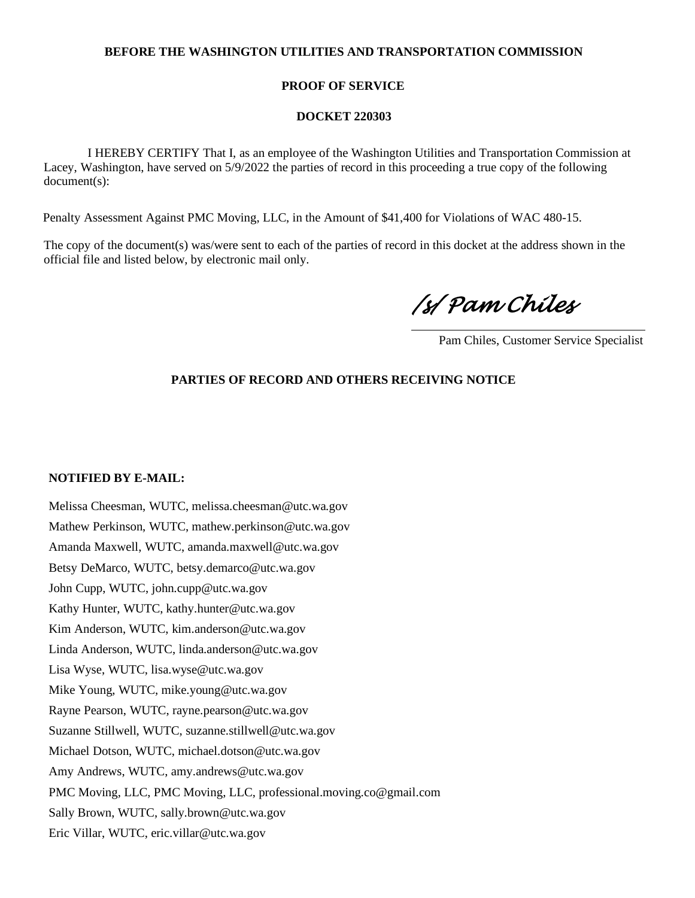**BEFORE THE WASHINGTON UTILITIES AND TRANSPORTATION COMMISSION**

**PROOF OF SERVICE**

**DOCKET 220303**

I HEREBY CERTIFY That I, as an employee of the Washington Utilities and Transportation Commission at Lacey, Washington, have served on 5/9/2022 the parties of record in this proceeding a true copy of the following document(s):

Penalty Assessment Against PMC Moving, LLC, in the Amount of $41,400 for Violations of WAC 480-15.

The copy of the document(s) was/were sent to each of the parties of record in this docket at the address shown in the official file and listed below, by electronic mail only.

*/s/ Pam Chiles*

Pam Chiles, Customer Service Specialist

**PARTIES OF RECORD AND OTHERS RECEIVING NOTICE**

**NOTIFIED BY E-MAIL:**

Melissa Cheesman, WUTC, melissa.cheesman@utc.wa.gov
Mathew Perkinson, WUTC, mathew.perkinson@utc.wa.gov
Amanda Maxwell, WUTC, amanda.maxwell@utc.wa.gov
Betsy DeMarco, WUTC, betsy.demarco@utc.wa.gov
John Cupp, WUTC, john.cupp@utc.wa.gov
Kathy Hunter, WUTC, kathy.hunter@utc.wa.gov
Kim Anderson, WUTC, kim.anderson@utc.wa.gov
Linda Anderson, WUTC, linda.anderson@utc.wa.gov
Lisa Wyse, WUTC, lisa.wyse@utc.wa.gov
Mike Young, WUTC, mike.young@utc.wa.gov
Rayne Pearson, WUTC, rayne.pearson@utc.wa.gov
Suzanne Stillwell, WUTC, suzanne.stillwell@utc.wa.gov
Michael Dotson, WUTC, michael.dotson@utc.wa.gov
Amy Andrews, WUTC, amy.andrews@utc.wa.gov
PMC Moving, LLC, PMC Moving, LLC, professional.moving.co@gmail.com
Sally Brown, WUTC, sally.brown@utc.wa.gov
Eric Villar, WUTC, eric.villar@utc.wa.gov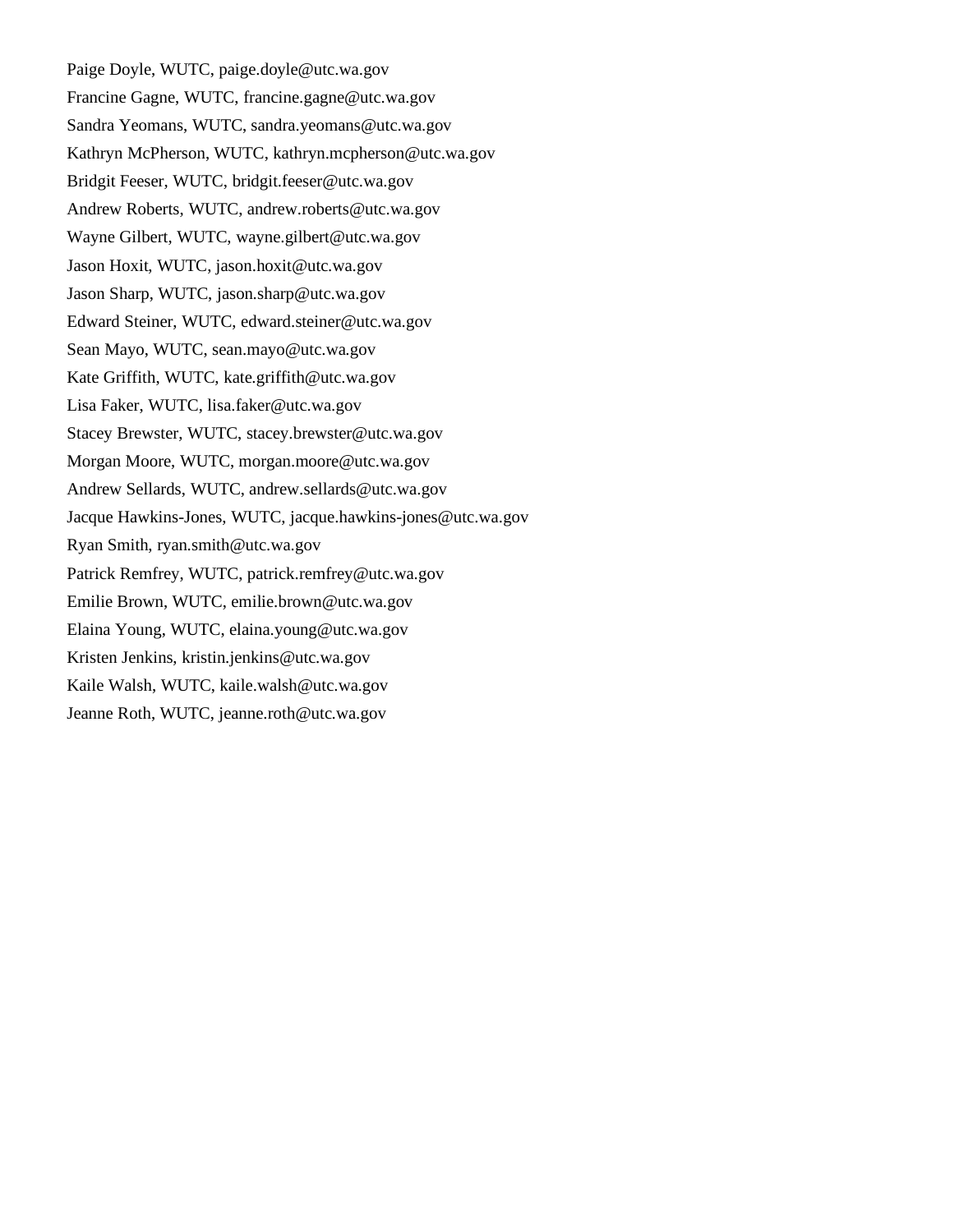Paige Doyle, WUTC, paige.doyle@utc.wa.gov

Francine Gagne, WUTC, francine.gagne@utc.wa.gov

Sandra Yeomans, WUTC, sandra.yeomans@utc.wa.gov

Kathryn McPherson, WUTC, kathryn.mcpherson@utc.wa.gov

Bridgit Feeser, WUTC, bridgit.feeser@utc.wa.gov

Andrew Roberts, WUTC, andrew.roberts@utc.wa.gov

Wayne Gilbert, WUTC, wayne.gilbert@utc.wa.gov

Jason Hoxit, WUTC, jason.hoxit@utc.wa.gov

Jason Sharp, WUTC, jason.sharp@utc.wa.gov

Edward Steiner, WUTC, edward.steiner@utc.wa.gov

Sean Mayo, WUTC, sean.mayo@utc.wa.gov

Kate Griffith, WUTC, kate.griffith@utc.wa.gov

Lisa Faker, WUTC, lisa.faker@utc.wa.gov

Stacey Brewster, WUTC, stacey.brewster@utc.wa.gov

Morgan Moore, WUTC, morgan.moore@utc.wa.gov

Andrew Sellards, WUTC, andrew.sellards@utc.wa.gov

Jacque Hawkins-Jones, WUTC, jacque.hawkins-jones@utc.wa.gov

Ryan Smith, ryan.smith@utc.wa.gov

Patrick Remfrey, WUTC, patrick.remfrey@utc.wa.gov

Emilie Brown, WUTC, emilie.brown@utc.wa.gov

Elaina Young, WUTC, elaina.young@utc.wa.gov

Kristen Jenkins, kristin.jenkins@utc.wa.gov

Kaile Walsh, WUTC, kaile.walsh@utc.wa.gov

Jeanne Roth, WUTC, jeanne.roth@utc.wa.gov